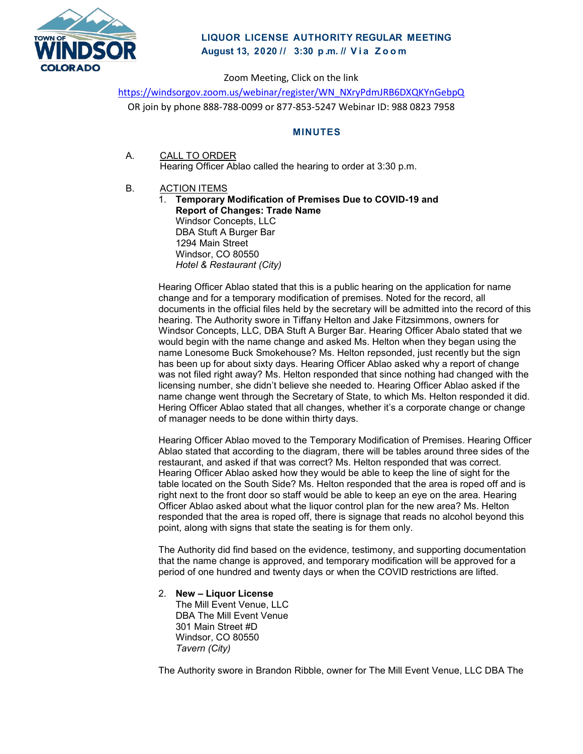# LIQUOR LICENSE AUTHORITY REGULAR MEETING

**August 13, 2020 // 3:30 p.m. // Via Zoom**

Zoom Meeting, Click on the link

https://windsorgov.zoom.us/webinar/register/WN_NXryPdmJRB6DXQKYnGebpQ

OR join by phone 888-788-0099 or 877-853-5247 Webinar ID: 988 0823 7958

## MINUTES

A. CALL TO ORDER

Hearing Officer Ablao called the hearing to order at 3:30 p.m.

B. ACTION ITEMS

1. **Temporary Modification of Premises Due to COVID-19 and Report of Changes: Trade Name**
   Windsor Concepts, LLC
   DBA Stuft A Burger Bar
   1294 Main Street
   Windsor, CO 80550
   *Hotel & Restaurant (City)*

Hearing Officer Ablao stated that this is a public hearing on the application for name change and for a temporary modification of premises. Noted for the record, all documents in the official files held by the secretary will be admitted into the record of this hearing. The Authority swore in Tiffany Helton and Jake Fitzsimmons, owners for Windsor Concepts, LLC, DBA Stuft A Burger Bar. Hearing Officer Abalo stated that we would begin with the name change and asked Ms. Helton when they began using the name Lonesome Buck Smokehouse? Ms. Helton repsonded, just recently but the sign has been up for about sixty days. Hearing Officer Ablao asked why a report of change was not filed right away? Ms. Helton responded that since nothing had changed with the licensing number, she didn't believe she needed to. Hearing Officer Ablao asked if the name change went through the Secretary of State, to which Ms. Helton responded it did. Hering Officer Ablao stated that all changes, whether it's a corporate change or change of manager needs to be done within thirty days.

Hearing Officer Ablao moved to the Temporary Modification of Premises. Hearing Officer Ablao stated that according to the diagram, there will be tables around three sides of the restaurant, and asked if that was correct? Ms. Helton responded that was correct. Hearing Officer Ablao asked how they would be able to keep the line of sight for the table located on the South Side? Ms. Helton responded that the area is roped off and is right next to the front door so staff would be able to keep an eye on the area. Hearing Officer Ablao asked about what the liquor control plan for the new area? Ms. Helton responded that the area is roped off, there is signage that reads no alcohol beyond this point, along with signs that state the seating is for them only.

The Authority did find based on the evidence, testimony, and supporting documentation that the name change is approved, and temporary modification will be approved for a period of one hundred and twenty days or when the COVID restrictions are lifted.

2. **New – Liquor License**
   The Mill Event Venue, LLC
   DBA The Mill Event Venue
   301 Main Street #D
   Windsor, CO 80550
   *Tavern (City)*

The Authority swore in Brandon Ribble, owner for The Mill Event Venue, LLC DBA The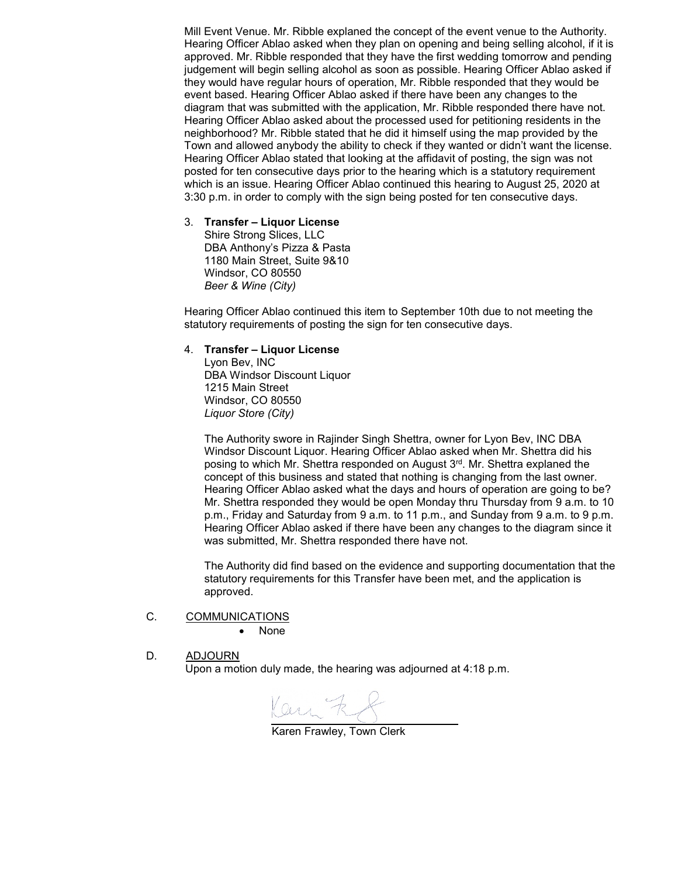Mill Event Venue. Mr. Ribble explained the concept of the event venue to the Authority. Hearing Officer Ablao asked when they plan on opening and being selling alcohol, if it is approved. Mr. Ribble responded that they have the first wedding tomorrow and pending judgement will begin selling alcohol as soon as possible. Hearing Officer Ablao asked if they would have regular hours of operation, Mr. Ribble responded that they would be event based. Hearing Officer Ablao asked if there have been any changes to the diagram that was submitted with the application, Mr. Ribble responded there have not. Hearing Officer Ablao asked about the processed used for petitioning residents in the neighborhood? Mr. Ribble stated that he did it himself using the map provided by the Town and allowed anybody the ability to check if they wanted or didn't want the license. Hearing Officer Ablao stated that looking at the affidavit of posting, the sign was not posted for ten consecutive days prior to the hearing which is a statutory requirement which is an issue. Hearing Officer Ablao continued this hearing to August 25, 2020 at 3:30 p.m. in order to comply with the sign being posted for ten consecutive days.

3. **Transfer – Liquor License**
   Shire Strong Slices, LLC
   DBA Anthony's Pizza & Pasta
   1180 Main Street, Suite 9&10
   Windsor, CO 80550
   *Beer & Wine (City)*

   Hearing Officer Ablao continued this item to September 10th due to not meeting the statutory requirements of posting the sign for ten consecutive days.

4. **Transfer – Liquor License**
   Lyon Bev, INC
   DBA Windsor Discount Liquor
   1215 Main Street
   Windsor, CO 80550
   *Liquor Store (City)*

   The Authority swore in Rajinder Singh Shettra, owner for Lyon Bev, INC DBA Windsor Discount Liquor. Hearing Officer Ablao asked when Mr. Shettra did his posing to which Mr. Shettra responded on August 3rd. Mr. Shettra explained the concept of this business and stated that nothing is changing from the last owner. Hearing Officer Ablao asked what the days and hours of operation are going to be? Mr. Shettra responded they would be open Monday thru Thursday from 9 a.m. to 10 p.m., Friday and Saturday from 9 a.m. to 11 p.m., and Sunday from 9 a.m. to 9 p.m. Hearing Officer Ablao asked if there have been any changes to the diagram since it was submitted, Mr. Shettra responded there have not.

   The Authority did find based on the evidence and supporting documentation that the statutory requirements for this Transfer have been met, and the application is approved.

C. COMMUNICATIONS

- None

D. ADJOURN

Upon a motion duly made, the hearing was adjourned at 4:18 p.m.

Karen Frawley, Town Clerk